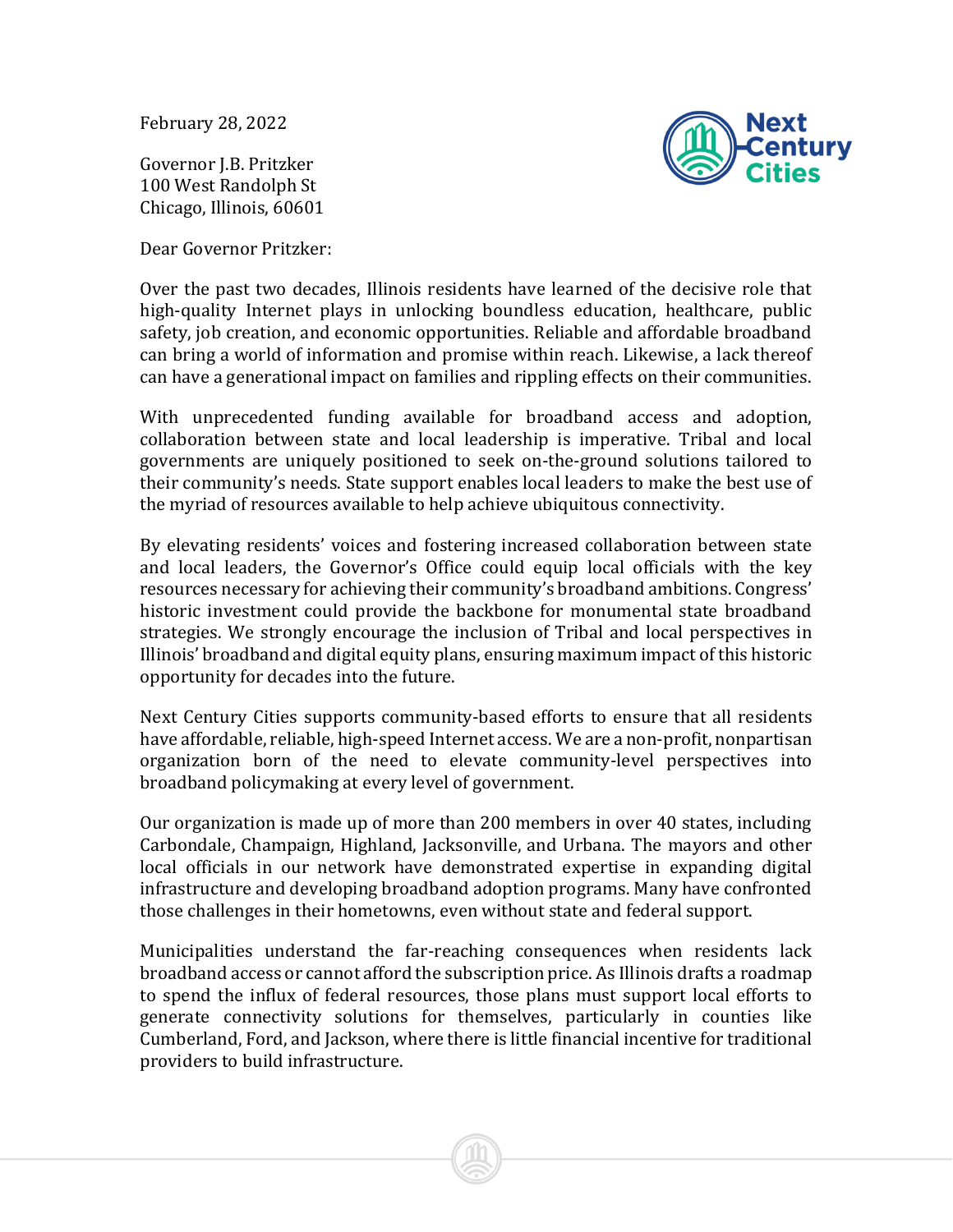February 28, 2022

Governor J.B. Pritzker
100 West Randolph St
Chicago, Illinois, 60601

Dear Governor Pritzker:

Over the past two decades, Illinois residents have learned of the decisive role that high-quality Internet plays in unlocking boundless education, healthcare, public safety, job creation, and economic opportunities. Reliable and affordable broadband can bring a world of information and promise within reach. Likewise, a lack thereof can have a generational impact on families and rippling effects on their communities.

With unprecedented funding available for broadband access and adoption, collaboration between state and local leadership is imperative. Tribal and local governments are uniquely positioned to seek on-the-ground solutions tailored to their community's needs. State support enables local leaders to make the best use of the myriad of resources available to help achieve ubiquitous connectivity.

By elevating residents' voices and fostering increased collaboration between state and local leaders, the Governor's Office could equip local officials with the key resources necessary for achieving their community's broadband ambitions. Congress' historic investment could provide the backbone for monumental state broadband strategies. We strongly encourage the inclusion of Tribal and local perspectives in Illinois' broadband and digital equity plans, ensuring maximum impact of this historic opportunity for decades into the future.

Next Century Cities supports community-based efforts to ensure that all residents have affordable, reliable, high-speed Internet access. We are a non-profit, nonpartisan organization born of the need to elevate community-level perspectives into broadband policymaking at every level of government.

Our organization is made up of more than 200 members in over 40 states, including Carbondale, Champaign, Highland, Jacksonville, and Urbana. The mayors and other local officials in our network have demonstrated expertise in expanding digital infrastructure and developing broadband adoption programs. Many have confronted those challenges in their hometowns, even without state and federal support.

Municipalities understand the far-reaching consequences when residents lack broadband access or cannot afford the subscription price. As Illinois drafts a roadmap to spend the influx of federal resources, those plans must support local efforts to generate connectivity solutions for themselves, particularly in counties like Cumberland, Ford, and Jackson, where there is little financial incentive for traditional providers to build infrastructure.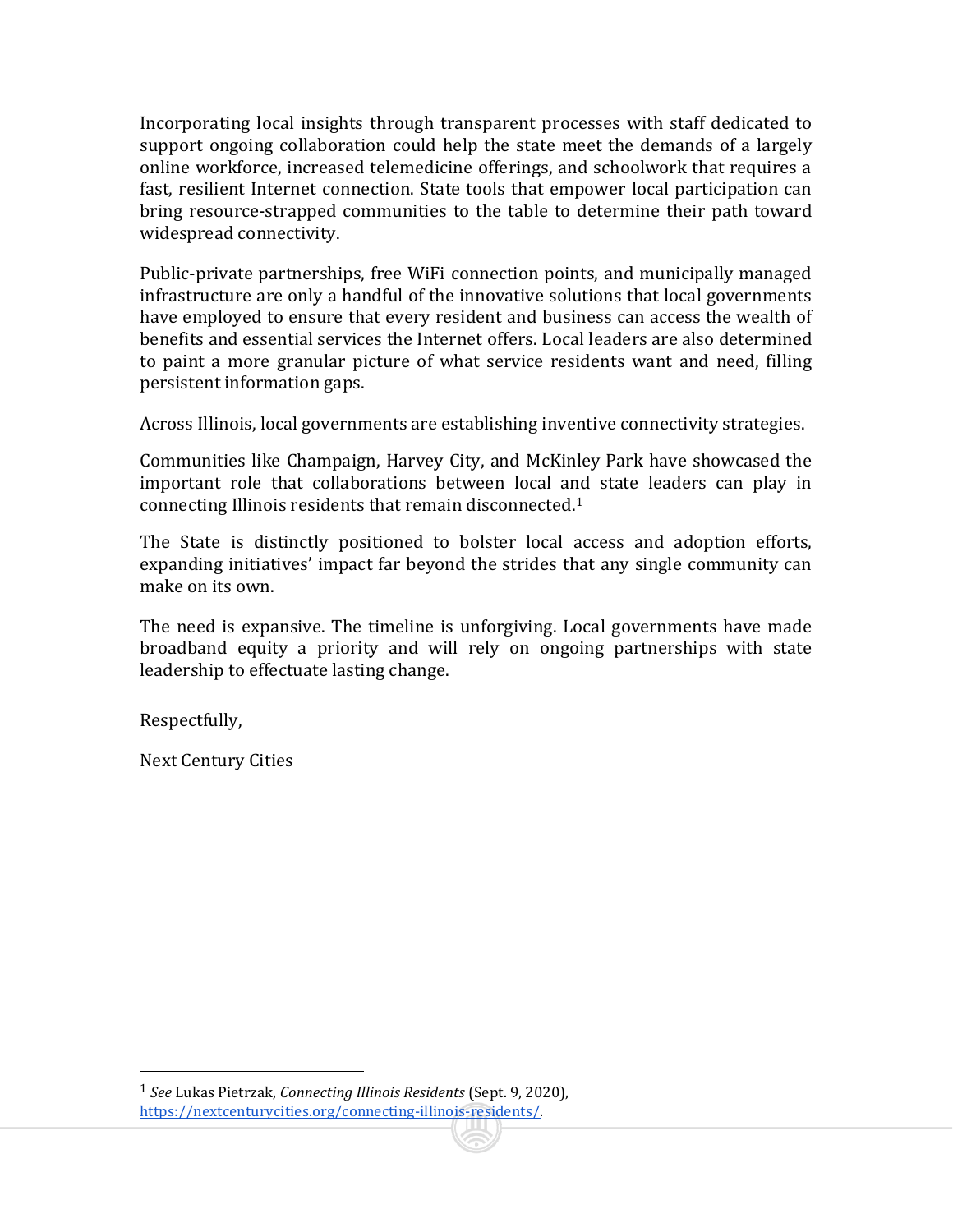Incorporating local insights through transparent processes with staff dedicated to support ongoing collaboration could help the state meet the demands of a largely online workforce, increased telemedicine offerings, and schoolwork that requires a fast, resilient Internet connection. State tools that empower local participation can bring resource-strapped communities to the table to determine their path toward widespread connectivity.

Public-private partnerships, free WiFi connection points, and municipally managed infrastructure are only a handful of the innovative solutions that local governments have employed to ensure that every resident and business can access the wealth of benefits and essential services the Internet offers. Local leaders are also determined to paint a more granular picture of what service residents want and need, filling persistent information gaps.

Across Illinois, local governments are establishing inventive connectivity strategies.

Communities like Champaign, Harvey City, and McKinley Park have showcased the important role that collaborations between local and state leaders can play in connecting Illinois residents that remain disconnected.[1]

The State is distinctly positioned to bolster local access and adoption efforts, expanding initiatives' impact far beyond the strides that any single community can make on its own.

The need is expansive. The timeline is unforgiving. Local governments have made broadband equity a priority and will rely on ongoing partnerships with state leadership to effectuate lasting change.

Respectfully,

Next Century Cities

---

[1] *See* Lukas Pietrzak, *Connecting Illinois Residents* (Sept. 9, 2020), https://nextcenturycities.org/connecting-illinois-residents/.